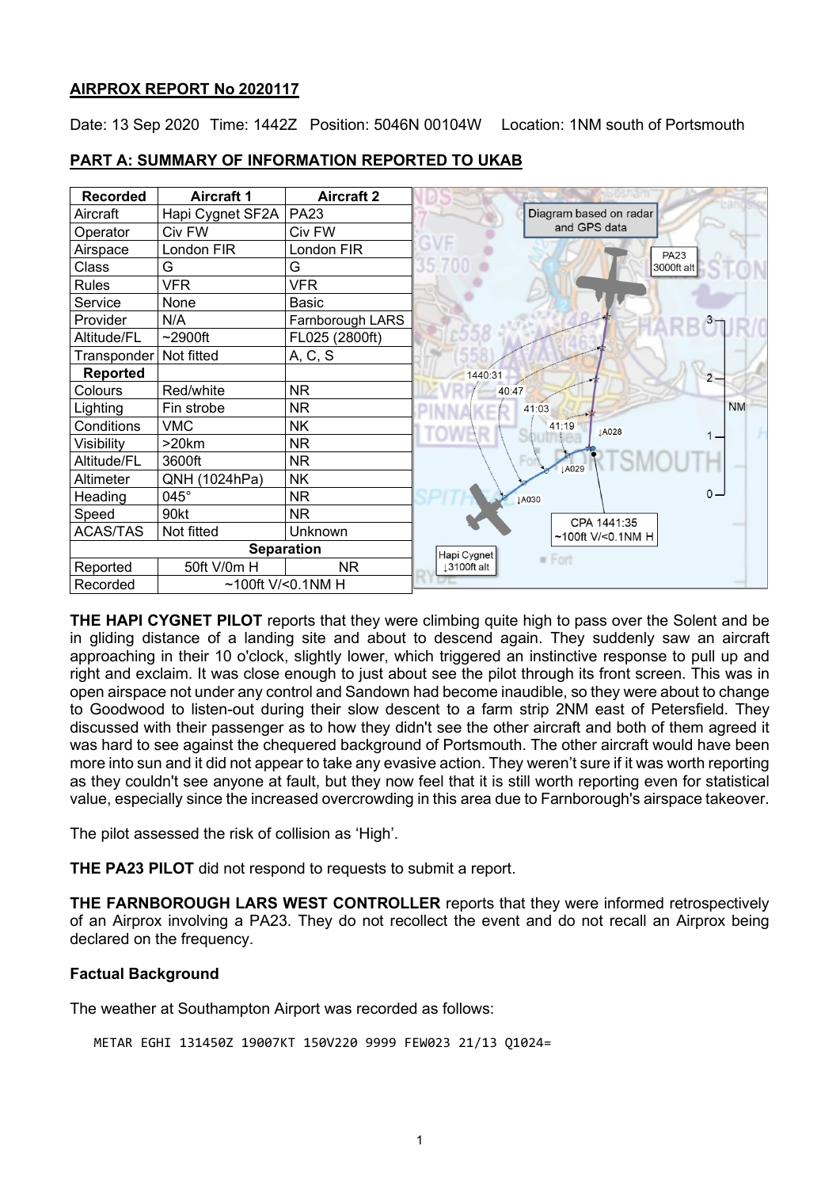## AIRPROX REPORT No 2020117

Date: 13 Sep 2020 Time: 1442Z Position: 5046N 00104W Location: 1NM south of Portsmouth

## PART A: SUMMARY OF INFORMATION REPORTED TO UKAB

| Recorded | Aircraft 1 | Aircraft 2 |
|---|---|---|
| Aircraft | Hapi Cygnet SF2A | PA23 |
| Operator | Civ FW | Civ FW |
| Airspace | London FIR | London FIR |
| Class | G | G |
| Rules | VFR | VFR |
| Service | None | Basic |
| Provider | N/A | Farnborough LARS |
| Altitude/FL | ~2900ft | FL025 (2800ft) |
| Transponder | Not fitted | A, C, S |
| **Reported** | | |
| Colours | Red/white | NR |
| Lighting | Fin strobe | NR |
| Conditions | VMC | NK |
| Visibility | >20km | NR |
| Altitude/FL | 3600ft | NR |
| Altimeter | QNH (1024hPa) | NK |
| Heading | 045° | NR |
| Speed | 90kt | NR |
| ACAS/TAS | Not fitted | Unknown |
| **Separation** | | |
| Reported | 50ft V/0m H | NR |
| Recorded | ~100ft V/<0.1NM H | |

**THE HAPI CYGNET PILOT** reports that they were climbing quite high to pass over the Solent and be in gliding distance of a landing site and about to descend again. They suddenly saw an aircraft approaching in their 10 o'clock, slightly lower, which triggered an instinctive response to pull up and right and exclaim. It was close enough to just about see the pilot through its front screen. This was in open airspace not under any control and Sandown had become inaudible, so they were about to change to Goodwood to listen-out during their slow descent to a farm strip 2NM east of Petersfield. They discussed with their passenger as to how they didn't see the other aircraft and both of them agreed it was hard to see against the chequered background of Portsmouth. The other aircraft would have been more into sun and it did not appear to take any evasive action. They weren't sure if it was worth reporting as they couldn't see anyone at fault, but they now feel that it is still worth reporting even for statistical value, especially since the increased overcrowding in this area due to Farnborough's airspace takeover.

The pilot assessed the risk of collision as 'High'.

**THE PA23 PILOT** did not respond to requests to submit a report.

**THE FARNBOROUGH LARS WEST CONTROLLER** reports that they were informed retrospectively of an Airprox involving a PA23. They do not recollect the event and do not recall an Airprox being declared on the frequency.

### Factual Background

The weather at Southampton Airport was recorded as follows:

```
METAR EGHI 131450Z 19007KT 150V220 9999 FEW023 21/13 Q1024=
```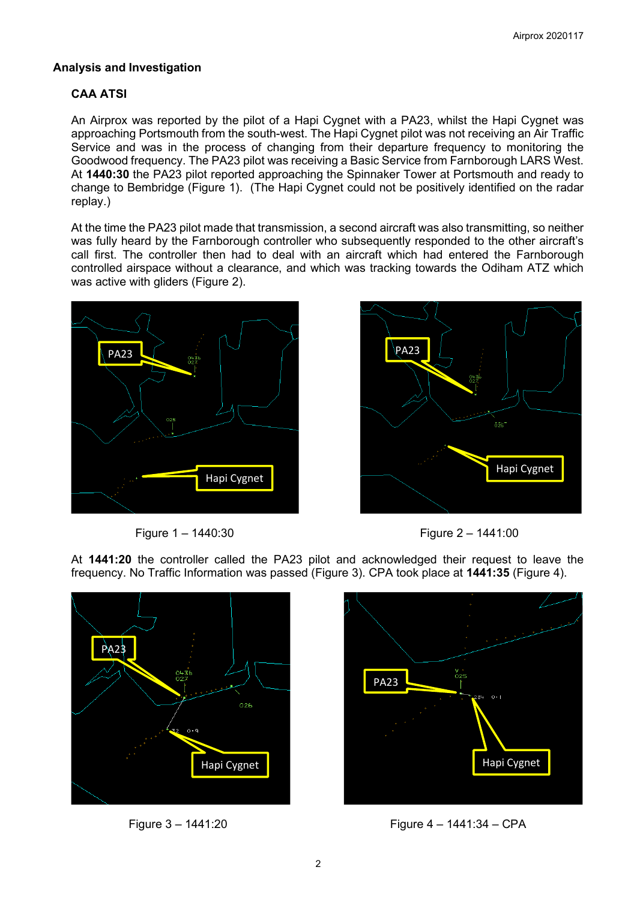## Analysis and Investigation

### CAA ATSI

An Airprox was reported by the pilot of a Hapi Cygnet with a PA23, whilst the Hapi Cygnet was approaching Portsmouth from the south-west. The Hapi Cygnet pilot was not receiving an Air Traffic Service and was in the process of changing from their departure frequency to monitoring the Goodwood frequency. The PA23 pilot was receiving a Basic Service from Farnborough LARS West. At **1440:30** the PA23 pilot reported approaching the Spinnaker Tower at Portsmouth and ready to change to Bembridge (Figure 1). (The Hapi Cygnet could not be positively identified on the radar replay.)

At the time the PA23 pilot made that transmission, a second aircraft was also transmitting, so neither was fully heard by the Farnborough controller who subsequently responded to the other aircraft's call first. The controller then had to deal with an aircraft which had entered the Farnborough controlled airspace without a clearance, and which was tracking towards the Odiham ATZ which was active with gliders (Figure 2).

Figure 1 – 1440:30

Figure 2 – 1441:00

At **1441:20** the controller called the PA23 pilot and acknowledged their request to leave the frequency. No Traffic Information was passed (Figure 3). CPA took place at **1441:35** (Figure 4).

Figure 3 – 1441:20

Figure 4 – 1441:34 – CPA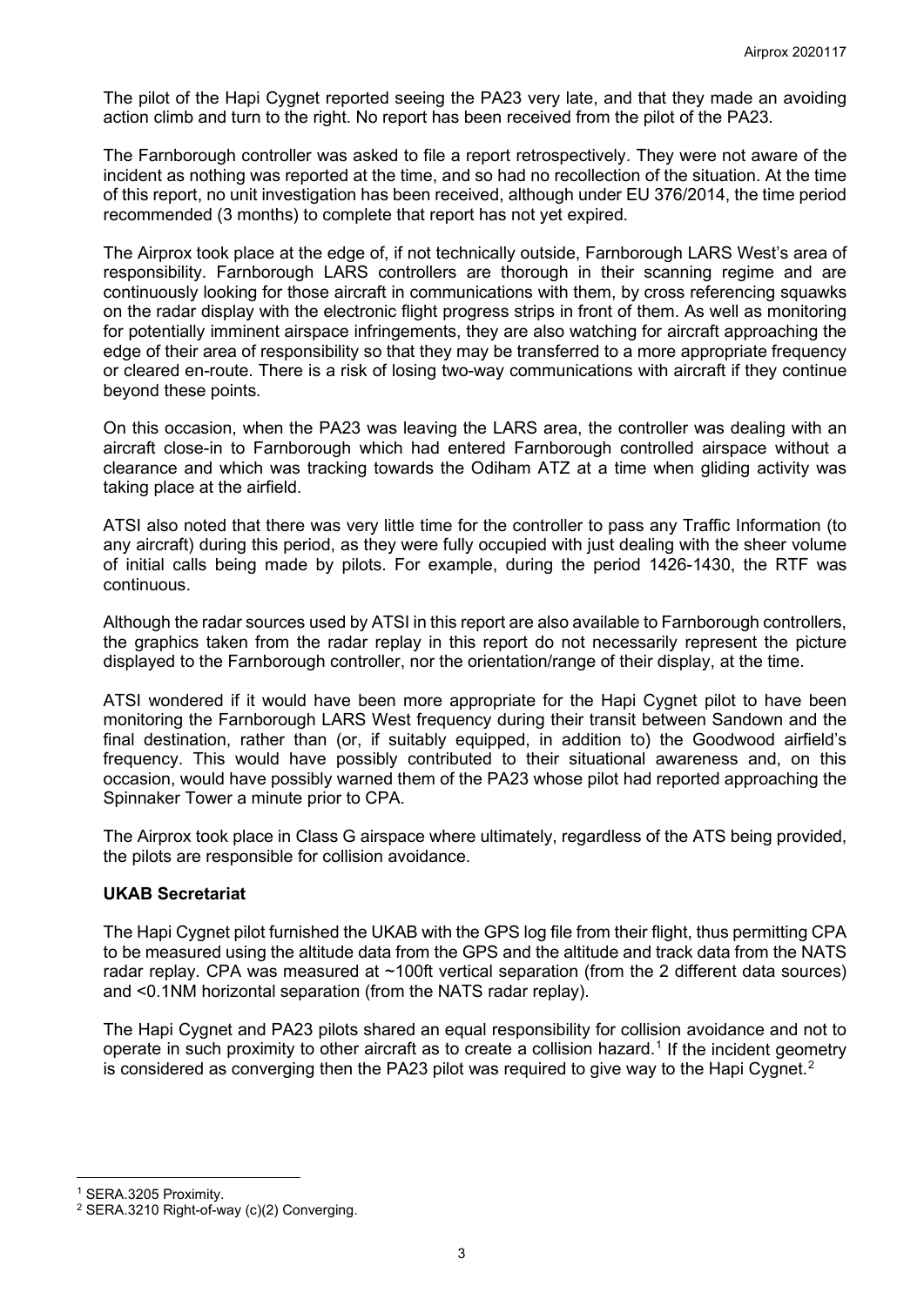The pilot of the Hapi Cygnet reported seeing the PA23 very late, and that they made an avoiding action climb and turn to the right. No report has been received from the pilot of the PA23.

The Farnborough controller was asked to file a report retrospectively. They were not aware of the incident as nothing was reported at the time, and so had no recollection of the situation. At the time of this report, no unit investigation has been received, although under EU 376/2014, the time period recommended (3 months) to complete that report has not yet expired.

The Airprox took place at the edge of, if not technically outside, Farnborough LARS West's area of responsibility. Farnborough LARS controllers are thorough in their scanning regime and are continuously looking for those aircraft in communications with them, by cross referencing squawks on the radar display with the electronic flight progress strips in front of them. As well as monitoring for potentially imminent airspace infringements, they are also watching for aircraft approaching the edge of their area of responsibility so that they may be transferred to a more appropriate frequency or cleared en-route. There is a risk of losing two-way communications with aircraft if they continue beyond these points.

On this occasion, when the PA23 was leaving the LARS area, the controller was dealing with an aircraft close-in to Farnborough which had entered Farnborough controlled airspace without a clearance and which was tracking towards the Odiham ATZ at a time when gliding activity was taking place at the airfield.

ATSI also noted that there was very little time for the controller to pass any Traffic Information (to any aircraft) during this period, as they were fully occupied with just dealing with the sheer volume of initial calls being made by pilots. For example, during the period 1426-1430, the RTF was continuous.

Although the radar sources used by ATSI in this report are also available to Farnborough controllers, the graphics taken from the radar replay in this report do not necessarily represent the picture displayed to the Farnborough controller, nor the orientation/range of their display, at the time.

ATSI wondered if it would have been more appropriate for the Hapi Cygnet pilot to have been monitoring the Farnborough LARS West frequency during their transit between Sandown and the final destination, rather than (or, if suitably equipped, in addition to) the Goodwood airfield's frequency. This would have possibly contributed to their situational awareness and, on this occasion, would have possibly warned them of the PA23 whose pilot had reported approaching the Spinnaker Tower a minute prior to CPA.

The Airprox took place in Class G airspace where ultimately, regardless of the ATS being provided, the pilots are responsible for collision avoidance.

### UKAB Secretariat

The Hapi Cygnet pilot furnished the UKAB with the GPS log file from their flight, thus permitting CPA to be measured using the altitude data from the GPS and the altitude and track data from the NATS radar replay. CPA was measured at ~100ft vertical separation (from the 2 different data sources) and <0.1NM horizontal separation (from the NATS radar replay).

The Hapi Cygnet and PA23 pilots shared an equal responsibility for collision avoidance and not to operate in such proximity to other aircraft as to create a collision hazard.[1] If the incident geometry is considered as converging then the PA23 pilot was required to give way to the Hapi Cygnet.[2]

---

[1] SERA.3205 Proximity.

[2] SERA.3210 Right-of-way (c)(2) Converging.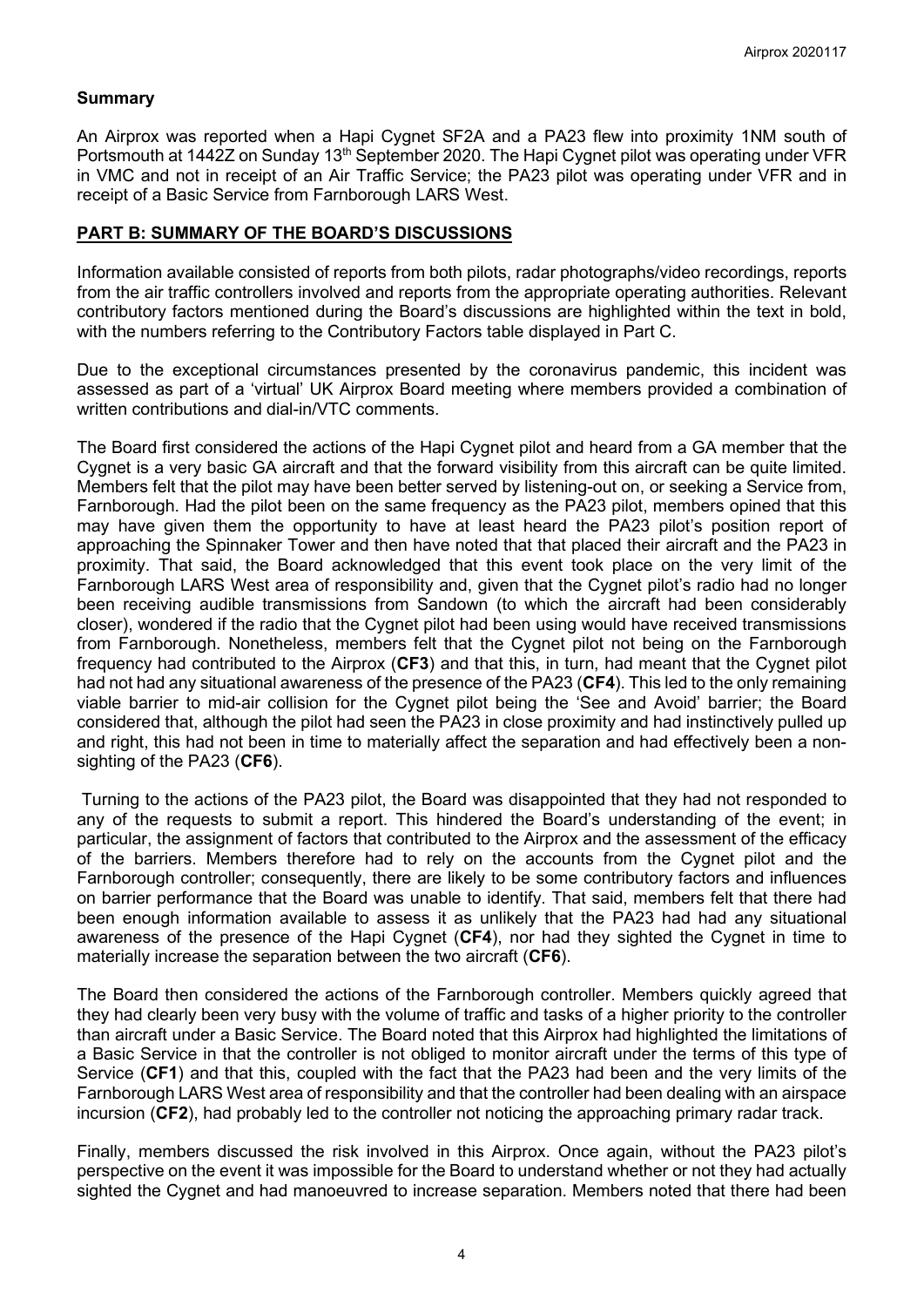## Summary

An Airprox was reported when a Hapi Cygnet SF2A and a PA23 flew into proximity 1NM south of Portsmouth at 1442Z on Sunday 13th September 2020. The Hapi Cygnet pilot was operating under VFR in VMC and not in receipt of an Air Traffic Service; the PA23 pilot was operating under VFR and in receipt of a Basic Service from Farnborough LARS West.

## PART B: SUMMARY OF THE BOARD'S DISCUSSIONS

Information available consisted of reports from both pilots, radar photographs/video recordings, reports from the air traffic controllers involved and reports from the appropriate operating authorities. Relevant contributory factors mentioned during the Board's discussions are highlighted within the text in bold, with the numbers referring to the Contributory Factors table displayed in Part C.

Due to the exceptional circumstances presented by the coronavirus pandemic, this incident was assessed as part of a 'virtual' UK Airprox Board meeting where members provided a combination of written contributions and dial-in/VTC comments.

The Board first considered the actions of the Hapi Cygnet pilot and heard from a GA member that the Cygnet is a very basic GA aircraft and that the forward visibility from this aircraft can be quite limited. Members felt that the pilot may have been better served by listening-out on, or seeking a Service from, Farnborough. Had the pilot been on the same frequency as the PA23 pilot, members opined that this may have given them the opportunity to have at least heard the PA23 pilot's position report of approaching the Spinnaker Tower and then have noted that that placed their aircraft and the PA23 in proximity. That said, the Board acknowledged that this event took place on the very limit of the Farnborough LARS West area of responsibility and, given that the Cygnet pilot's radio had no longer been receiving audible transmissions from Sandown (to which the aircraft had been considerably closer), wondered if the radio that the Cygnet pilot had been using would have received transmissions from Farnborough. Nonetheless, members felt that the Cygnet pilot not being on the Farnborough frequency had contributed to the Airprox (**CF3**) and that this, in turn, had meant that the Cygnet pilot had not had any situational awareness of the presence of the PA23 (**CF4**). This led to the only remaining viable barrier to mid-air collision for the Cygnet pilot being the 'See and Avoid' barrier; the Board considered that, although the pilot had seen the PA23 in close proximity and had instinctively pulled up and right, this had not been in time to materially affect the separation and had effectively been a non-sighting of the PA23 (**CF6**).

Turning to the actions of the PA23 pilot, the Board was disappointed that they had not responded to any of the requests to submit a report. This hindered the Board's understanding of the event; in particular, the assignment of factors that contributed to the Airprox and the assessment of the efficacy of the barriers. Members therefore had to rely on the accounts from the Cygnet pilot and the Farnborough controller; consequently, there are likely to be some contributory factors and influences on barrier performance that the Board was unable to identify. That said, members felt that there had been enough information available to assess it as unlikely that the PA23 had had any situational awareness of the presence of the Hapi Cygnet (**CF4**), nor had they sighted the Cygnet in time to materially increase the separation between the two aircraft (**CF6**).

The Board then considered the actions of the Farnborough controller. Members quickly agreed that they had clearly been very busy with the volume of traffic and tasks of a higher priority to the controller than aircraft under a Basic Service. The Board noted that this Airprox had highlighted the limitations of a Basic Service in that the controller is not obliged to monitor aircraft under the terms of this type of Service (**CF1**) and that this, coupled with the fact that the PA23 had been and the very limits of the Farnborough LARS West area of responsibility and that the controller had been dealing with an airspace incursion (**CF2**), had probably led to the controller not noticing the approaching primary radar track.

Finally, members discussed the risk involved in this Airprox. Once again, without the PA23 pilot's perspective on the event it was impossible for the Board to understand whether or not they had actually sighted the Cygnet and had manoeuvred to increase separation. Members noted that there had been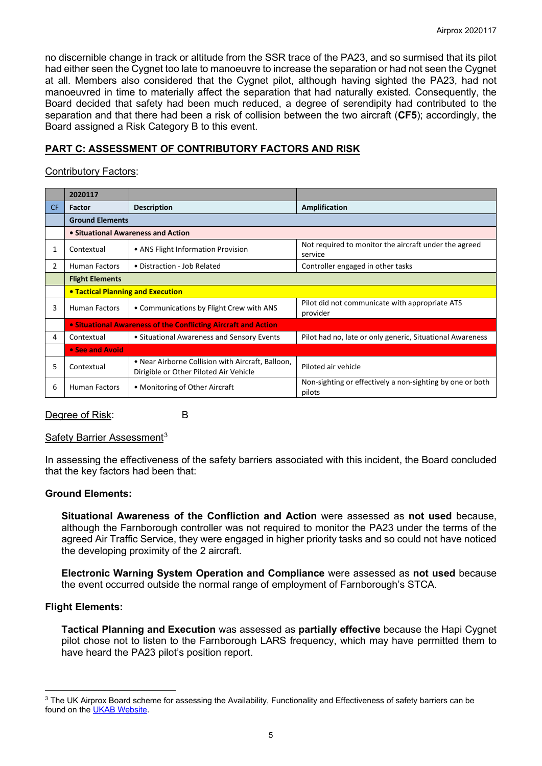no discernible change in track or altitude from the SSR trace of the PA23, and so surmised that its pilot had either seen the Cygnet too late to manoeuvre to increase the separation or had not seen the Cygnet at all. Members also considered that the Cygnet pilot, although having sighted the PA23, had not manoeuvred in time to materially affect the separation that had naturally existed. Consequently, the Board decided that safety had been much reduced, a degree of serendipity had contributed to the separation and that there had been a risk of collision between the two aircraft (**CF5**); accordingly, the Board assigned a Risk Category B to this event.

## PART C: ASSESSMENT OF CONTRIBUTORY FACTORS AND RISK

Contributory Factors:

| | 2020117 | | |
|---|---|---|---|
| CF | Factor | Description | Amplification |
| | **Ground Elements** | | |
| | **• Situational Awareness and Action** | | |
| 1 | Contextual | • ANS Flight Information Provision | Not required to monitor the aircraft under the agreed service |
| 2 | Human Factors | • Distraction - Job Related | Controller engaged in other tasks |
| | **Flight Elements** | | |
| | **• Tactical Planning and Execution** | | |
| 3 | Human Factors | • Communications by Flight Crew with ANS | Pilot did not communicate with appropriate ATS provider |
| | **• Situational Awareness of the Conflicting Aircraft and Action** | | |
| 4 | Contextual | • Situational Awareness and Sensory Events | Pilot had no, late or only generic, Situational Awareness |
| | **• See and Avoid** | | |
| 5 | Contextual | • Near Airborne Collision with Aircraft, Balloon, Dirigible or Other Piloted Air Vehicle | Piloted air vehicle |
| 6 | Human Factors | • Monitoring of Other Aircraft | Non-sighting or effectively a non-sighting by one or both pilots |

Degree of Risk: B

Safety Barrier Assessment[3]

In assessing the effectiveness of the safety barriers associated with this incident, the Board concluded that the key factors had been that:

**Ground Elements:**

**Situational Awareness of the Confliction and Action** were assessed as **not used** because, although the Farnborough controller was not required to monitor the PA23 under the terms of the agreed Air Traffic Service, they were engaged in higher priority tasks and so could not have noticed the developing proximity of the 2 aircraft.

**Electronic Warning System Operation and Compliance** were assessed as **not used** because the event occurred outside the normal range of employment of Farnborough's STCA.

**Flight Elements:**

**Tactical Planning and Execution** was assessed as **partially effective** because the Hapi Cygnet pilot chose not to listen to the Farnborough LARS frequency, which may have permitted them to have heard the PA23 pilot's position report.

---

[3] The UK Airprox Board scheme for assessing the Availability, Functionality and Effectiveness of safety barriers can be found on the UKAB Website.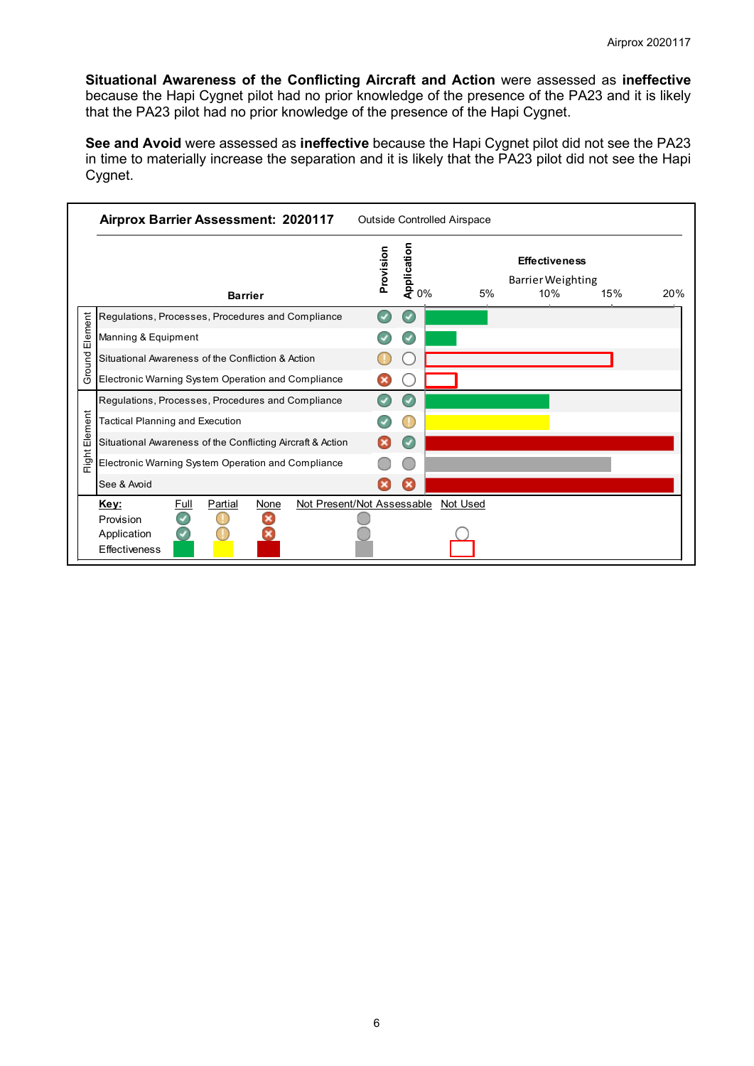**Situational Awareness of the Conflicting Aircraft and Action** were assessed as **ineffective** because the Hapi Cygnet pilot had no prior knowledge of the presence of the PA23 and it is likely that the PA23 pilot had no prior knowledge of the presence of the Hapi Cygnet.

**See and Avoid** were assessed as **ineffective** because the Hapi Cygnet pilot did not see the PA23 in time to materially increase the separation and it is likely that the PA23 pilot did not see the Hapi Cygnet.

**Airprox Barrier Assessment: 2020117** Outside Controlled Airspace

Barrier
Provision
Application
Effectiveness
Barrier Weighting
0% 5% 10% 15% 20%

Ground Element
Regulations, Processes, Procedures and Compliance
Manning & Equipment
Situational Awareness of the Confliction & Action
Electronic Warning System Operation and Compliance

Flight Element
Regulations, Processes, Procedures and Compliance
Tactical Planning and Execution
Situational Awareness of the Conflicting Aircraft & Action
Electronic Warning System Operation and Compliance
See & Avoid

Key: Full Partial None Not Present/Not Assessable Not Used
Provision
Application
Effectiveness